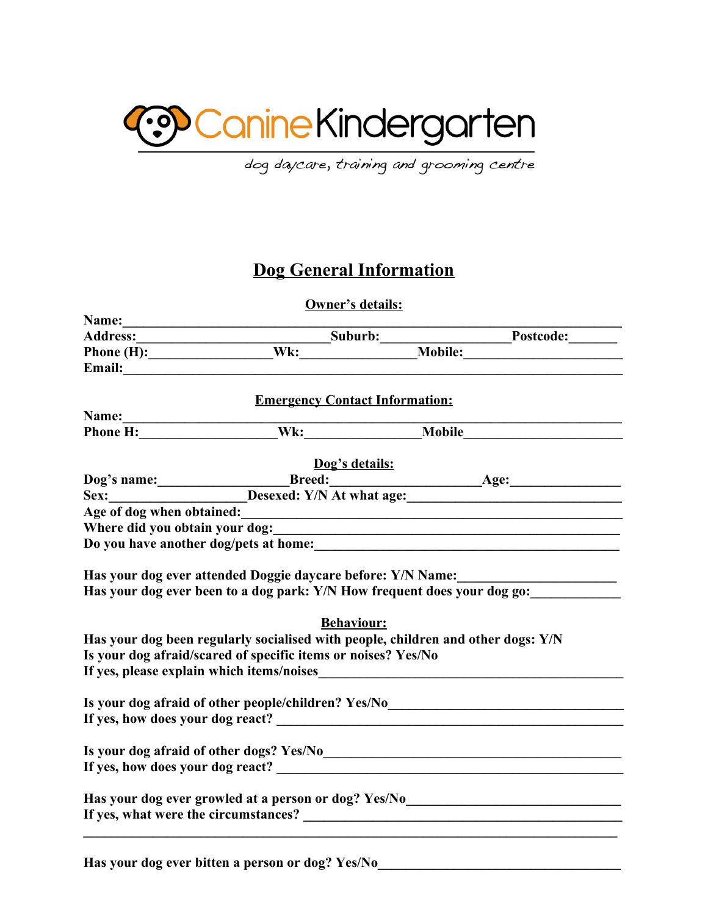Canine Kindergarten

*dog daycare, training and grooming centre*

# Dog General Information

## Owner's details:

**Name:**\_\_\_\_\_\_\_\_\_\_\_\_\_\_\_\_\_\_\_\_\_\_\_\_\_\_\_\_\_\_\_\_\_\_\_\_\_\_\_\_\_\_\_\_\_\_\_\_\_\_\_\_\_\_\_\_\_\_\_\_\_\_

**Address:**\_\_\_\_\_\_\_\_\_\_\_\_\_\_\_\_\_\_\_\_\_\_\_\_\_\_ **Suburb:**\_\_\_\_\_\_\_\_\_\_\_\_\_\_\_\_\_\_ **Postcode:**\_\_\_\_\_\_\_

**Phone (H):**\_\_\_\_\_\_\_\_\_\_\_\_\_\_\_\_\_ **Wk:**\_\_\_\_\_\_\_\_\_\_\_\_\_\_\_\_ **Mobile:**\_\_\_\_\_\_\_\_\_\_\_\_\_\_\_\_\_\_\_\_\_\_

**Email:**\_\_\_\_\_\_\_\_\_\_\_\_\_\_\_\_\_\_\_\_\_\_\_\_\_\_\_\_\_\_\_\_\_\_\_\_\_\_\_\_\_\_\_\_\_\_\_\_\_\_\_\_\_\_\_\_\_\_\_\_\_\_

## Emergency Contact Information:

**Name:**\_\_\_\_\_\_\_\_\_\_\_\_\_\_\_\_\_\_\_\_\_\_\_\_\_\_\_\_\_\_\_\_\_\_\_\_\_\_\_\_\_\_\_\_\_\_\_\_\_\_\_\_\_\_\_\_\_\_\_\_\_\_

**Phone H:**\_\_\_\_\_\_\_\_\_\_\_\_\_\_\_\_\_\_\_ **Wk:**\_\_\_\_\_\_\_\_\_\_\_\_\_\_\_\_ **Mobile**\_\_\_\_\_\_\_\_\_\_\_\_\_\_\_\_\_\_\_\_\_\_

## Dog's details:

**Dog's name:**\_\_\_\_\_\_\_\_\_\_\_\_\_\_\_\_\_\_ **Breed:**\_\_\_\_\_\_\_\_\_\_\_\_\_\_\_\_\_\_\_\_\_ **Age:**\_\_\_\_\_\_\_\_\_\_\_\_\_\_\_\_

**Sex:**\_\_\_\_\_\_\_\_\_\_\_\_\_\_\_\_\_\_\_\_ **Desexed: Y/N At what age:**\_\_\_\_\_\_\_\_\_\_\_\_\_\_\_\_\_\_\_\_\_\_\_\_\_\_\_\_\_\_

**Age of dog when obtained:**\_\_\_\_\_\_\_\_\_\_\_\_\_\_\_\_\_\_\_\_\_\_\_\_\_\_\_\_\_\_\_\_\_\_\_\_\_\_\_\_\_\_\_\_\_\_\_\_\_\_\_

**Where did you obtain your dog:**\_\_\_\_\_\_\_\_\_\_\_\_\_\_\_\_\_\_\_\_\_\_\_\_\_\_\_\_\_\_\_\_\_\_\_\_\_\_\_\_\_\_\_\_\_\_\_

**Do you have another dog/pets at home:**\_\_\_\_\_\_\_\_\_\_\_\_\_\_\_\_\_\_\_\_\_\_\_\_\_\_\_\_\_\_\_\_\_\_\_\_\_\_\_\_\_

**Has your dog ever attended Doggie daycare before: Y/N Name:**\_\_\_\_\_\_\_\_\_\_\_\_\_\_\_\_\_\_\_\_\_\_

**Has your dog ever been to a dog park: Y/N How frequent does your dog go:**\_\_\_\_\_\_\_\_\_\_\_\_

## Behaviour:

**Has your dog been regularly socialised with people, children and other dogs: Y/N**

**Is your dog afraid/scared of specific items or noises? Yes/No**

**If yes, please explain which items/noises**\_\_\_\_\_\_\_\_\_\_\_\_\_\_\_\_\_\_\_\_\_\_\_\_\_\_\_\_\_\_\_\_\_\_\_\_\_\_\_\_\_\_\_\_

**Is your dog afraid of other people/children? Yes/No**\_\_\_\_\_\_\_\_\_\_\_\_\_\_\_\_\_\_\_\_\_\_\_\_\_\_\_\_\_\_\_\_\_\_\_

**If yes, how does your dog react?** \_\_\_\_\_\_\_\_\_\_\_\_\_\_\_\_\_\_\_\_\_\_\_\_\_\_\_\_\_\_\_\_\_\_\_\_\_\_\_\_\_\_\_\_\_\_\_\_

**Is your dog afraid of other dogs? Yes/No**\_\_\_\_\_\_\_\_\_\_\_\_\_\_\_\_\_\_\_\_\_\_\_\_\_\_\_\_\_\_\_\_\_\_\_\_\_\_\_\_\_\_\_\_

**If yes, how does your dog react?** \_\_\_\_\_\_\_\_\_\_\_\_\_\_\_\_\_\_\_\_\_\_\_\_\_\_\_\_\_\_\_\_\_\_\_\_\_\_\_\_\_\_\_\_\_\_\_\_

**Has your dog ever growled at a person or dog? Yes/No**\_\_\_\_\_\_\_\_\_\_\_\_\_\_\_\_\_\_\_\_\_\_\_\_\_\_\_\_\_\_\_

**If yes, what were the circumstances?** \_\_\_\_\_\_\_\_\_\_\_\_\_\_\_\_\_\_\_\_\_\_\_\_\_\_\_\_\_\_\_\_\_\_\_\_\_\_\_\_\_\_\_\_\_\_

\_\_\_\_\_\_\_\_\_\_\_\_\_\_\_\_\_\_\_\_\_\_\_\_\_\_\_\_\_\_\_\_\_\_\_\_\_\_\_\_\_\_\_\_\_\_\_\_\_\_\_\_\_\_\_\_\_\_\_\_\_\_\_\_\_\_\_\_\_\_\_\_\_\_\_\_\_\_

**Has your dog ever bitten a person or dog? Yes/No**\_\_\_\_\_\_\_\_\_\_\_\_\_\_\_\_\_\_\_\_\_\_\_\_\_\_\_\_\_\_\_\_\_\_\_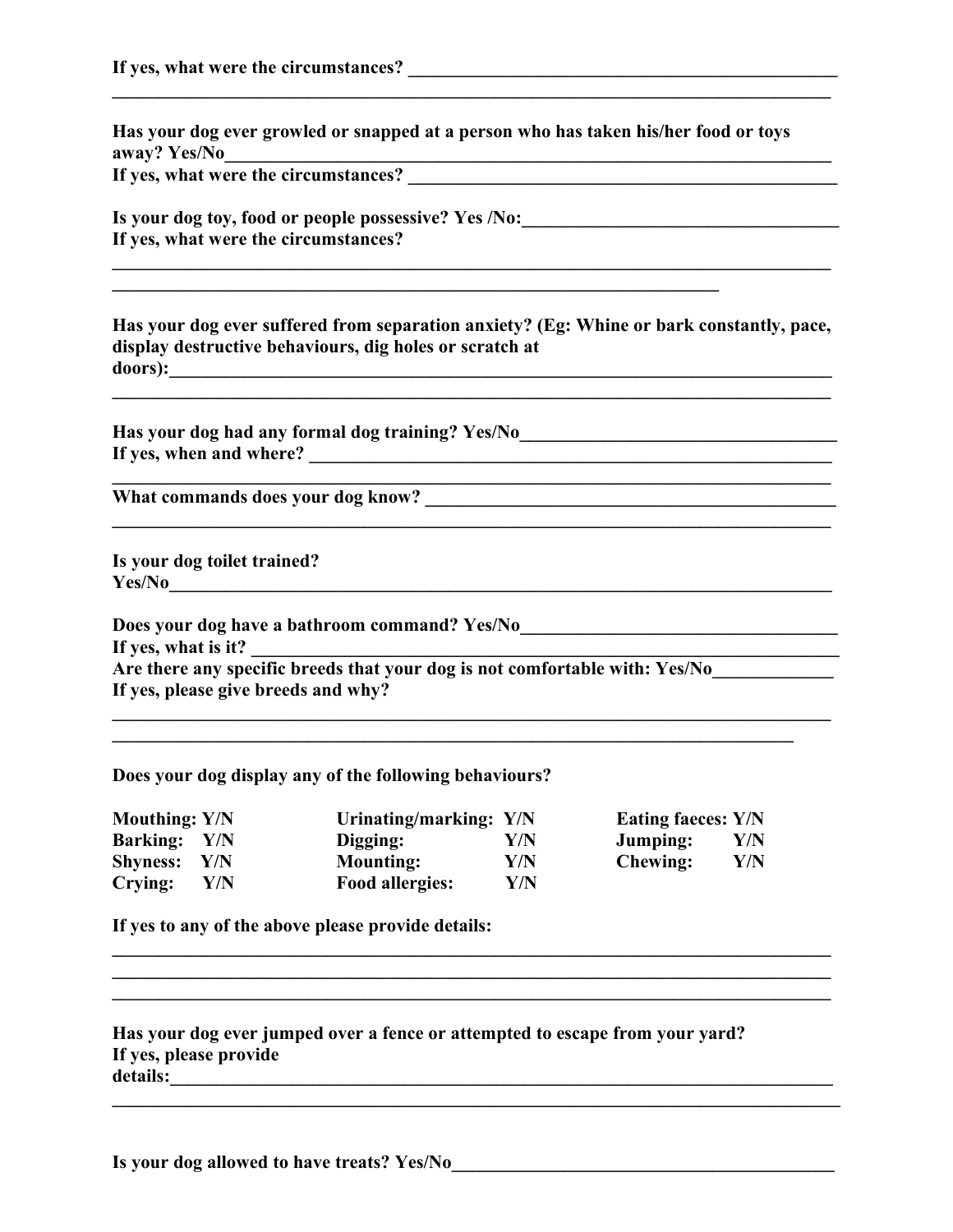**If yes, what were the circumstances? \_\_\_\_\_\_\_\_\_\_\_\_\_\_\_\_\_\_\_\_\_\_\_\_\_\_\_\_\_\_\_\_\_\_\_\_\_\_\_\_\_\_\_\_\_\_\_\_**

**\_\_\_\_\_\_\_\_\_\_\_\_\_\_\_\_\_\_\_\_\_\_\_\_\_\_\_\_\_\_\_\_\_\_\_\_\_\_\_\_\_\_\_\_\_\_\_\_\_\_\_\_\_\_\_\_\_\_\_\_\_\_\_\_\_\_\_\_\_\_\_\_\_\_\_\_\_\_\_\_**

**Has your dog ever growled or snapped at a person who has taken his/her food or toys away? Yes/No\_\_\_\_\_\_\_\_\_\_\_\_\_\_\_\_\_\_\_\_\_\_\_\_\_\_\_\_\_\_\_\_\_\_\_\_\_\_\_\_\_\_\_\_\_\_\_\_\_\_\_\_\_\_\_\_\_\_\_\_\_\_\_**

**If yes, what were the circumstances? \_\_\_\_\_\_\_\_\_\_\_\_\_\_\_\_\_\_\_\_\_\_\_\_\_\_\_\_\_\_\_\_\_\_\_\_\_\_\_\_\_\_\_\_\_\_\_\_**

**Is your dog toy, food or people possessive? Yes /No:\_\_\_\_\_\_\_\_\_\_\_\_\_\_\_\_\_\_\_\_\_\_\_\_\_\_\_\_\_\_\_\_\_\_\_\_**

**If yes, what were the circumstances?**

**\_\_\_\_\_\_\_\_\_\_\_\_\_\_\_\_\_\_\_\_\_\_\_\_\_\_\_\_\_\_\_\_\_\_\_\_\_\_\_\_\_\_\_\_\_\_\_\_\_\_\_\_\_\_\_\_\_\_\_\_\_\_\_\_\_\_\_\_\_\_\_\_\_\_\_\_\_\_\_\_**

**\_\_\_\_\_\_\_\_\_\_\_\_\_\_\_\_\_\_\_\_\_\_\_\_\_\_\_\_\_\_\_\_\_\_\_\_\_\_\_\_\_\_\_\_\_\_\_\_\_\_\_\_\_\_\_\_\_\_\_\_\_\_\_\_\_\_\_\_\_**

**Has your dog ever suffered from separation anxiety? (Eg: Whine or bark constantly, pace, display destructive behaviours, dig holes or scratch at doors):\_\_\_\_\_\_\_\_\_\_\_\_\_\_\_\_\_\_\_\_\_\_\_\_\_\_\_\_\_\_\_\_\_\_\_\_\_\_\_\_\_\_\_\_\_\_\_\_\_\_\_\_\_\_\_\_\_\_\_\_\_\_\_\_\_\_\_\_\_\_\_\_\_\_**

**\_\_\_\_\_\_\_\_\_\_\_\_\_\_\_\_\_\_\_\_\_\_\_\_\_\_\_\_\_\_\_\_\_\_\_\_\_\_\_\_\_\_\_\_\_\_\_\_\_\_\_\_\_\_\_\_\_\_\_\_\_\_\_\_\_\_\_\_\_\_\_\_\_\_\_\_\_\_\_\_**

**Has your dog had any formal dog training? Yes/No\_\_\_\_\_\_\_\_\_\_\_\_\_\_\_\_\_\_\_\_\_\_\_\_\_\_\_\_\_\_\_\_\_\_\_\_\_**

**If yes, when and where? \_\_\_\_\_\_\_\_\_\_\_\_\_\_\_\_\_\_\_\_\_\_\_\_\_\_\_\_\_\_\_\_\_\_\_\_\_\_\_\_\_\_\_\_\_\_\_\_\_\_\_\_\_\_\_\_\_\_\_\_**

**\_\_\_\_\_\_\_\_\_\_\_\_\_\_\_\_\_\_\_\_\_\_\_\_\_\_\_\_\_\_\_\_\_\_\_\_\_\_\_\_\_\_\_\_\_\_\_\_\_\_\_\_\_\_\_\_\_\_\_\_\_\_\_\_\_\_\_\_\_\_\_\_\_\_\_\_\_\_\_\_**

**What commands does your dog know? \_\_\_\_\_\_\_\_\_\_\_\_\_\_\_\_\_\_\_\_\_\_\_\_\_\_\_\_\_\_\_\_\_\_\_\_\_\_\_\_\_\_\_\_\_\_\_\_**

**\_\_\_\_\_\_\_\_\_\_\_\_\_\_\_\_\_\_\_\_\_\_\_\_\_\_\_\_\_\_\_\_\_\_\_\_\_\_\_\_\_\_\_\_\_\_\_\_\_\_\_\_\_\_\_\_\_\_\_\_\_\_\_\_\_\_\_\_\_\_\_\_\_\_\_\_\_\_\_\_**

**Is your dog toilet trained?**
**Yes/No\_\_\_\_\_\_\_\_\_\_\_\_\_\_\_\_\_\_\_\_\_\_\_\_\_\_\_\_\_\_\_\_\_\_\_\_\_\_\_\_\_\_\_\_\_\_\_\_\_\_\_\_\_\_\_\_\_\_\_\_\_\_\_\_\_\_\_\_\_\_\_\_\_**

**Does your dog have a bathroom command? Yes/No\_\_\_\_\_\_\_\_\_\_\_\_\_\_\_\_\_\_\_\_\_\_\_\_\_\_\_\_\_\_\_\_\_\_\_\_\_**

**If yes, what is it? \_\_\_\_\_\_\_\_\_\_\_\_\_\_\_\_\_\_\_\_\_\_\_\_\_\_\_\_\_\_\_\_\_\_\_\_\_\_\_\_\_\_\_\_\_\_\_\_\_\_\_\_\_\_\_\_\_\_\_\_\_\_\_\_\_**

**Are there any specific breeds that your dog is not comfortable with: Yes/No\_\_\_\_\_\_\_\_\_\_\_\_\_**

**If yes, please give breeds and why?**

**\_\_\_\_\_\_\_\_\_\_\_\_\_\_\_\_\_\_\_\_\_\_\_\_\_\_\_\_\_\_\_\_\_\_\_\_\_\_\_\_\_\_\_\_\_\_\_\_\_\_\_\_\_\_\_\_\_\_\_\_\_\_\_\_\_\_\_\_\_\_\_\_\_\_\_\_\_\_\_\_**

**\_\_\_\_\_\_\_\_\_\_\_\_\_\_\_\_\_\_\_\_\_\_\_\_\_\_\_\_\_\_\_\_\_\_\_\_\_\_\_\_\_\_\_\_\_\_\_\_\_\_\_\_\_\_\_\_\_\_\_\_\_\_\_\_\_\_\_\_\_\_\_\_\_\_\_**

**Does your dog display any of the following behaviours?**

| | | | | | |
|---|---|---|---|---|---|
| **Mouthing:** | **Y/N** | **Urinating/marking:** | **Y/N** | **Eating faeces:** | **Y/N** |
| **Barking:** | **Y/N** | **Digging:** | **Y/N** | **Jumping:** | **Y/N** |
| **Shyness:** | **Y/N** | **Mounting:** | **Y/N** | **Chewing:** | **Y/N** |
| **Crying:** | **Y/N** | **Food allergies:** | **Y/N** | | |

**If yes to any of the above please provide details:**

**\_\_\_\_\_\_\_\_\_\_\_\_\_\_\_\_\_\_\_\_\_\_\_\_\_\_\_\_\_\_\_\_\_\_\_\_\_\_\_\_\_\_\_\_\_\_\_\_\_\_\_\_\_\_\_\_\_\_\_\_\_\_\_\_\_\_\_\_\_\_\_\_\_\_\_\_\_\_\_\_**

**\_\_\_\_\_\_\_\_\_\_\_\_\_\_\_\_\_\_\_\_\_\_\_\_\_\_\_\_\_\_\_\_\_\_\_\_\_\_\_\_\_\_\_\_\_\_\_\_\_\_\_\_\_\_\_\_\_\_\_\_\_\_\_\_\_\_\_\_\_\_\_\_\_\_\_\_\_\_\_\_**

**\_\_\_\_\_\_\_\_\_\_\_\_\_\_\_\_\_\_\_\_\_\_\_\_\_\_\_\_\_\_\_\_\_\_\_\_\_\_\_\_\_\_\_\_\_\_\_\_\_\_\_\_\_\_\_\_\_\_\_\_\_\_\_\_\_\_\_\_\_\_\_\_\_\_\_\_\_\_\_\_**

**Has your dog ever jumped over a fence or attempted to escape from your yard?**
**If yes, please provide details:\_\_\_\_\_\_\_\_\_\_\_\_\_\_\_\_\_\_\_\_\_\_\_\_\_\_\_\_\_\_\_\_\_\_\_\_\_\_\_\_\_\_\_\_\_\_\_\_\_\_\_\_\_\_\_\_\_\_\_\_\_\_\_\_\_\_\_\_\_\_\_\_\_\_**

**\_\_\_\_\_\_\_\_\_\_\_\_\_\_\_\_\_\_\_\_\_\_\_\_\_\_\_\_\_\_\_\_\_\_\_\_\_\_\_\_\_\_\_\_\_\_\_\_\_\_\_\_\_\_\_\_\_\_\_\_\_\_\_\_\_\_\_\_\_\_\_\_\_\_\_\_\_\_\_\_\_\_**

**Is your dog allowed to have treats? Yes/No\_\_\_\_\_\_\_\_\_\_\_\_\_\_\_\_\_\_\_\_\_\_\_\_\_\_\_\_\_\_\_\_\_\_\_\_\_\_\_\_\_\_\_**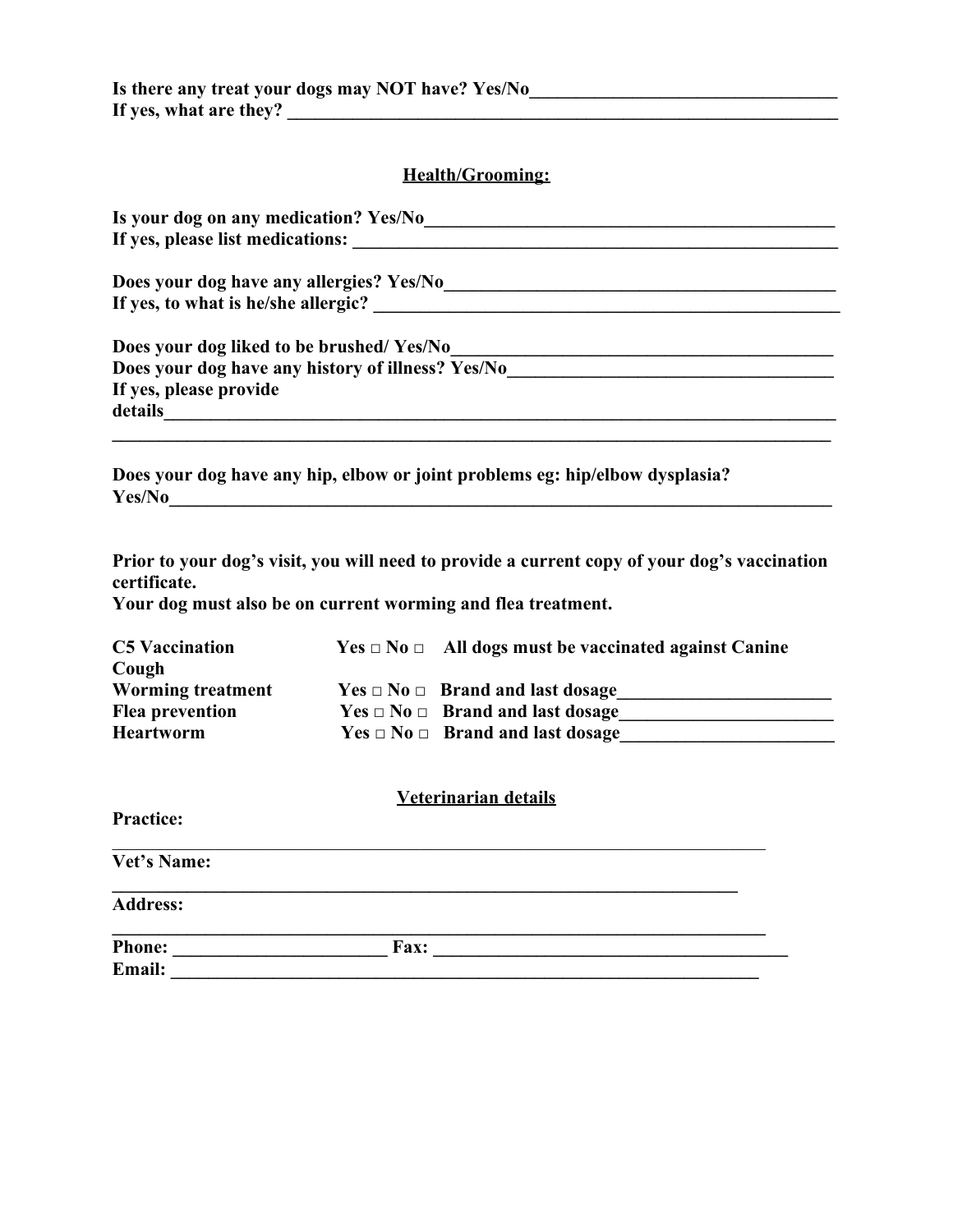**Is there any treat your dogs may NOT have? Yes/No\_\_\_\_\_\_\_\_\_\_\_\_\_\_\_\_\_\_\_\_\_\_\_\_\_\_\_\_\_\_\_\_\_\_**
**If yes, what are they? \_\_\_\_\_\_\_\_\_\_\_\_\_\_\_\_\_\_\_\_\_\_\_\_\_\_\_\_\_\_\_\_\_\_\_\_\_\_\_\_\_\_\_\_\_\_\_\_\_\_\_\_\_\_\_\_\_\_\_\_\_\_\_**

## Health/Grooming:

**Is your dog on any medication? Yes/No\_\_\_\_\_\_\_\_\_\_\_\_\_\_\_\_\_\_\_\_\_\_\_\_\_\_\_\_\_\_\_\_\_\_\_\_\_\_\_\_\_\_\_\_\_\_**
**If yes, please list medications: \_\_\_\_\_\_\_\_\_\_\_\_\_\_\_\_\_\_\_\_\_\_\_\_\_\_\_\_\_\_\_\_\_\_\_\_\_\_\_\_\_\_\_\_\_\_\_\_\_\_\_\_\_\_**

**Does your dog have any allergies? Yes/No\_\_\_\_\_\_\_\_\_\_\_\_\_\_\_\_\_\_\_\_\_\_\_\_\_\_\_\_\_\_\_\_\_\_\_\_\_\_\_\_\_\_\_\_**
**If yes, to what is he/she allergic? \_\_\_\_\_\_\_\_\_\_\_\_\_\_\_\_\_\_\_\_\_\_\_\_\_\_\_\_\_\_\_\_\_\_\_\_\_\_\_\_\_\_\_\_\_\_\_\_\_\_\_\_\_**

**Does your dog liked to be brushed/ Yes/No\_\_\_\_\_\_\_\_\_\_\_\_\_\_\_\_\_\_\_\_\_\_\_\_\_\_\_\_\_\_\_\_\_\_\_\_\_\_\_\_\_\_\_\_**
**Does your dog have any history of illness? Yes/No\_\_\_\_\_\_\_\_\_\_\_\_\_\_\_\_\_\_\_\_\_\_\_\_\_\_\_\_\_\_\_\_\_\_\_\_\_**
**If yes, please provide details\_\_\_\_\_\_\_\_\_\_\_\_\_\_\_\_\_\_\_\_\_\_\_\_\_\_\_\_\_\_\_\_\_\_\_\_\_\_\_\_\_\_\_\_\_\_\_\_\_\_\_\_\_\_\_\_\_\_\_\_\_\_\_\_\_\_\_\_\_\_\_\_\_\_\_\_\_\_\_\_**
**\_\_\_\_\_\_\_\_\_\_\_\_\_\_\_\_\_\_\_\_\_\_\_\_\_\_\_\_\_\_\_\_\_\_\_\_\_\_\_\_\_\_\_\_\_\_\_\_\_\_\_\_\_\_\_\_\_\_\_\_\_\_\_\_\_\_\_\_\_\_\_\_\_\_\_\_\_\_\_\_\_\_\_\_\_**

**Does your dog have any hip, elbow or joint problems eg: hip/elbow dysplasia? Yes/No\_\_\_\_\_\_\_\_\_\_\_\_\_\_\_\_\_\_\_\_\_\_\_\_\_\_\_\_\_\_\_\_\_\_\_\_\_\_\_\_\_\_\_\_\_\_\_\_\_\_\_\_\_\_\_\_\_\_\_\_\_\_\_\_\_\_\_\_\_\_\_\_\_\_\_**

**Prior to your dog's visit, you will need to provide a current copy of your dog's vaccination certificate.**
**Your dog must also be on current worming and flea treatment.**

| | | |
|---|---|---|
| **C5 Vaccination** | **Yes □ No □** | **All dogs must be vaccinated against Canine Cough** |
| **Worming treatment** | **Yes □ No □** | **Brand and last dosage\_\_\_\_\_\_\_\_\_\_\_\_\_\_\_\_\_\_\_\_\_\_\_** |
| **Flea prevention** | **Yes □ No □** | **Brand and last dosage\_\_\_\_\_\_\_\_\_\_\_\_\_\_\_\_\_\_\_\_\_\_\_** |
| **Heartworm** | **Yes □ No □** | **Brand and last dosage\_\_\_\_\_\_\_\_\_\_\_\_\_\_\_\_\_\_\_\_\_\_\_** |

## Veterinarian details

**Practice:**
\_\_\_\_\_\_\_\_\_\_\_\_\_\_\_\_\_\_\_\_\_\_\_\_\_\_\_\_\_\_\_\_\_\_\_\_\_\_\_\_\_\_\_\_\_\_\_\_\_\_\_\_\_\_\_\_\_\_\_\_\_\_\_\_\_\_\_\_\_\_\_\_\_

**Vet's Name:**
\_\_\_\_\_\_\_\_\_\_\_\_\_\_\_\_\_\_\_\_\_\_\_\_\_\_\_\_\_\_\_\_\_\_\_\_\_\_\_\_\_\_\_\_\_\_\_\_\_\_\_\_\_\_\_\_\_\_\_\_\_\_\_\_\_\_\_\_\_\_

**Address:**
\_\_\_\_\_\_\_\_\_\_\_\_\_\_\_\_\_\_\_\_\_\_\_\_\_\_\_\_\_\_\_\_\_\_\_\_\_\_\_\_\_\_\_\_\_\_\_\_\_\_\_\_\_\_\_\_\_\_\_\_\_\_\_\_\_\_\_\_\_\_\_\_\_

**Phone: \_\_\_\_\_\_\_\_\_\_\_\_\_\_\_\_\_\_\_\_\_\_\_\_ Fax: \_\_\_\_\_\_\_\_\_\_\_\_\_\_\_\_\_\_\_\_\_\_\_\_\_\_\_\_\_\_\_\_\_\_\_\_\_\_\_\_**
**Email: \_\_\_\_\_\_\_\_\_\_\_\_\_\_\_\_\_\_\_\_\_\_\_\_\_\_\_\_\_\_\_\_\_\_\_\_\_\_\_\_\_\_\_\_\_\_\_\_\_\_\_\_\_\_\_\_\_\_\_\_\_\_\_\_\_\_\_\_**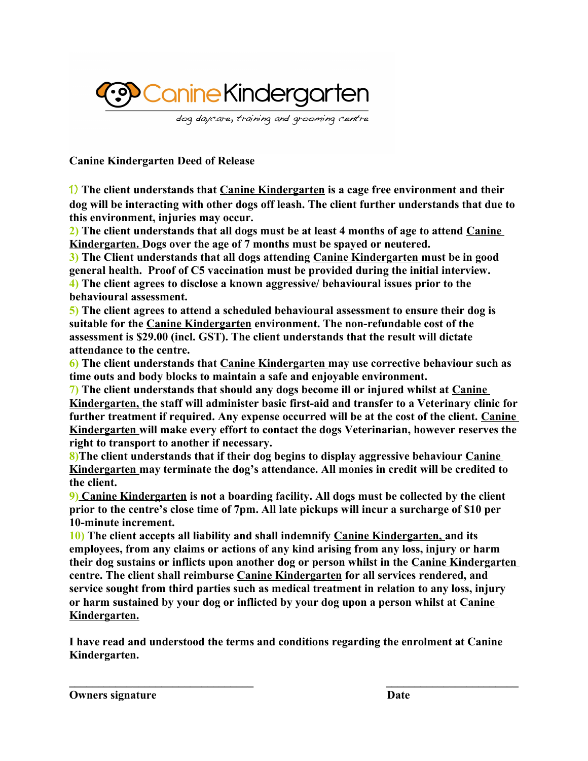Canine Kindergarten

*dog daycare, training and grooming centre*

**Canine Kindergarten Deed of Release**

**1) The client understands that Canine Kindergarten is a cage free environment and their dog will be interacting with other dogs off leash. The client further understands that due to this environment, injuries may occur.**

**2) The client understands that all dogs must be at least 4 months of age to attend Canine Kindergarten. Dogs over the age of 7 months must be spayed or neutered.**

**3) The Client understands that all dogs attending Canine Kindergarten must be in good general health. Proof of C5 vaccination must be provided during the initial interview.**

**4) The client agrees to disclose a known aggressive/ behavioural issues prior to the behavioural assessment.**

**5) The client agrees to attend a scheduled behavioural assessment to ensure their dog is suitable for the Canine Kindergarten environment. The non-refundable cost of the assessment is $29.00 (incl. GST). The client understands that the result will dictate attendance to the centre.**

**6) The client understands that Canine Kindergarten may use corrective behaviour such as time outs and body blocks to maintain a safe and enjoyable environment.**

**7) The client understands that should any dogs become ill or injured whilst at Canine Kindergarten, the staff will administer basic first-aid and transfer to a Veterinary clinic for further treatment if required. Any expense occurred will be at the cost of the client. Canine Kindergarten will make every effort to contact the dogs Veterinarian, however reserves the right to transport to another if necessary.**

**8)The client understands that if their dog begins to display aggressive behaviour Canine Kindergarten may terminate the dog's attendance. All monies in credit will be credited to the client.**

**9) Canine Kindergarten is not a boarding facility. All dogs must be collected by the client prior to the centre's close time of 7pm. All late pickups will incur a surcharge of $10 per 10-minute increment.**

**10) The client accepts all liability and shall indemnify Canine Kindergarten, and its employees, from any claims or actions of any kind arising from any loss, injury or harm their dog sustains or inflicts upon another dog or person whilst in the Canine Kindergarten centre. The client shall reimburse Canine Kindergarten for all services rendered, and service sought from third parties such as medical treatment in relation to any loss, injury or harm sustained by your dog or inflicted by your dog upon a person whilst at Canine Kindergarten.**

**I have read and understood the terms and conditions regarding the enrolment at Canine Kindergarten.**

**\_\_\_\_\_\_\_\_\_\_\_\_\_\_\_\_\_\_\_\_\_\_\_\_\_\_\_\_\_\_\_\_** &nbsp;&nbsp;&nbsp;&nbsp;&nbsp;&nbsp;&nbsp;&nbsp; **\_\_\_\_\_\_\_\_\_\_\_\_\_\_\_\_\_\_\_\_\_\_\_\_**

**Owners signature** &nbsp;&nbsp;&nbsp;&nbsp;&nbsp;&nbsp;&nbsp;&nbsp; **Date**